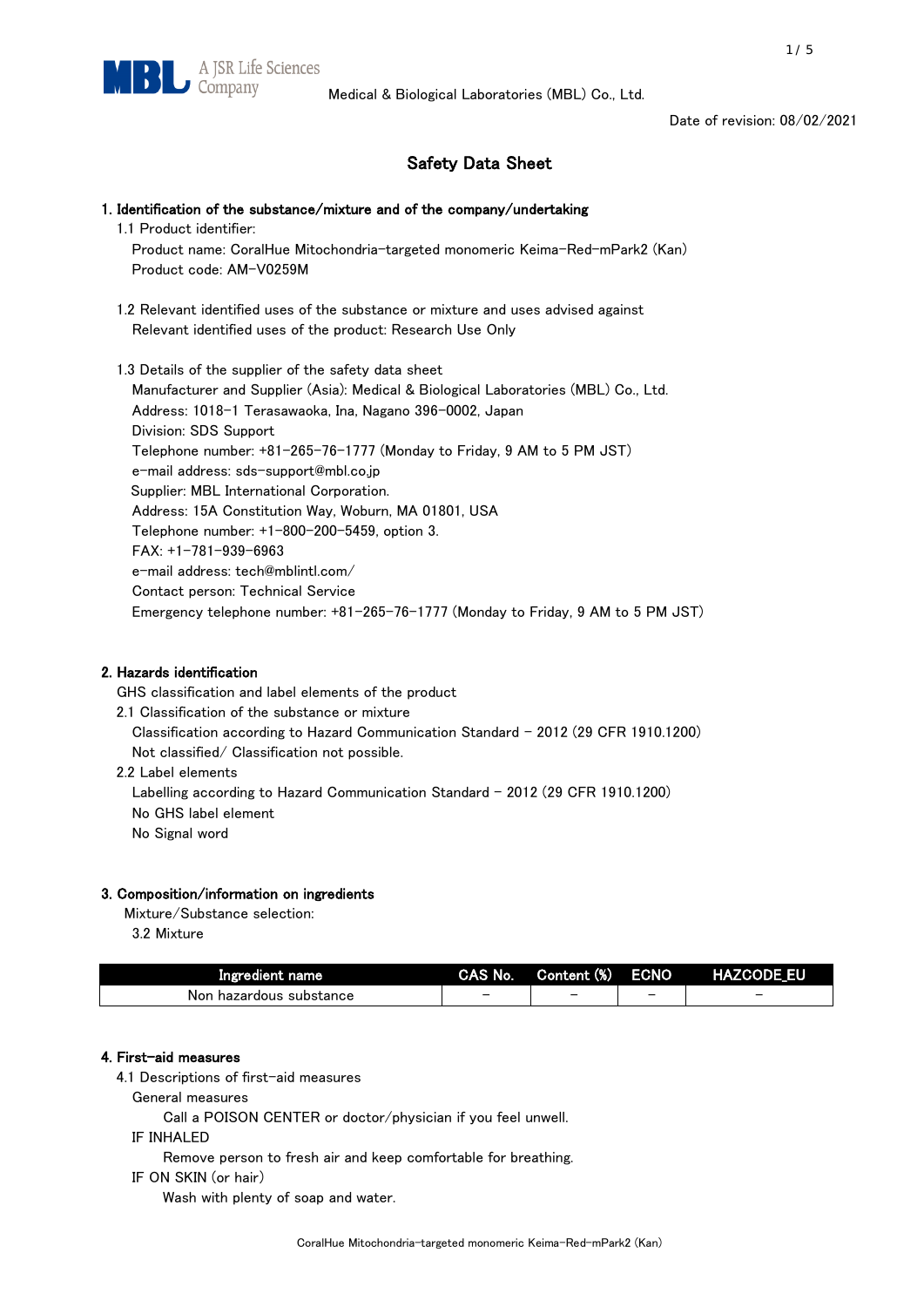A JSR Life Sciences Company

Medical & Biological Laboratories (MBL) Co., Ltd.

Date of revision: 08/02/2021

# Safety Data Sheet

## 1. Identification of the substance/mixture and of the company/undertaking

1.1 Product identifier:

Product name: CoralHue Mitochondria-targeted monomeric Keima-Red-mPark2 (Kan)
Product code: AM-V0259M

1.2 Relevant identified uses of the substance or mixture and uses advised against

Relevant identified uses of the product: Research Use Only

1.3 Details of the supplier of the safety data sheet

Manufacturer and Supplier (Asia): Medical & Biological Laboratories (MBL) Co., Ltd.
Address: 1018-1 Terasawaoka, Ina, Nagano 396-0002, Japan
Division: SDS Support
Telephone number: +81-265-76-1777 (Monday to Friday, 9 AM to 5 PM JST)
e-mail address: sds-support@mbl.co.jp
Supplier: MBL International Corporation.
Address: 15A Constitution Way, Woburn, MA 01801, USA
Telephone number: +1-800-200-5459, option 3.
FAX: +1-781-939-6963
e-mail address: tech@mblintl.com/
Contact person: Technical Service
Emergency telephone number: +81-265-76-1777 (Monday to Friday, 9 AM to 5 PM JST)

## 2. Hazards identification

GHS classification and label elements of the product

2.1 Classification of the substance or mixture

Classification according to Hazard Communication Standard – 2012 (29 CFR 1910.1200)
Not classified/ Classification not possible.

2.2 Label elements

Labelling according to Hazard Communication Standard – 2012 (29 CFR 1910.1200)
No GHS label element
No Signal word

## 3. Composition/information on ingredients

Mixture/Substance selection:

3.2 Mixture

| Ingredient name | CAS No. | Content (%) | ECNO | HAZCODE_EU |
|---|---|---|---|---|
| Non hazardous substance | – | – | – | – |

## 4. First-aid measures

4.1 Descriptions of first-aid measures

General measures

Call a POISON CENTER or doctor/physician if you feel unwell.

IF INHALED

Remove person to fresh air and keep comfortable for breathing.

IF ON SKIN (or hair)

Wash with plenty of soap and water.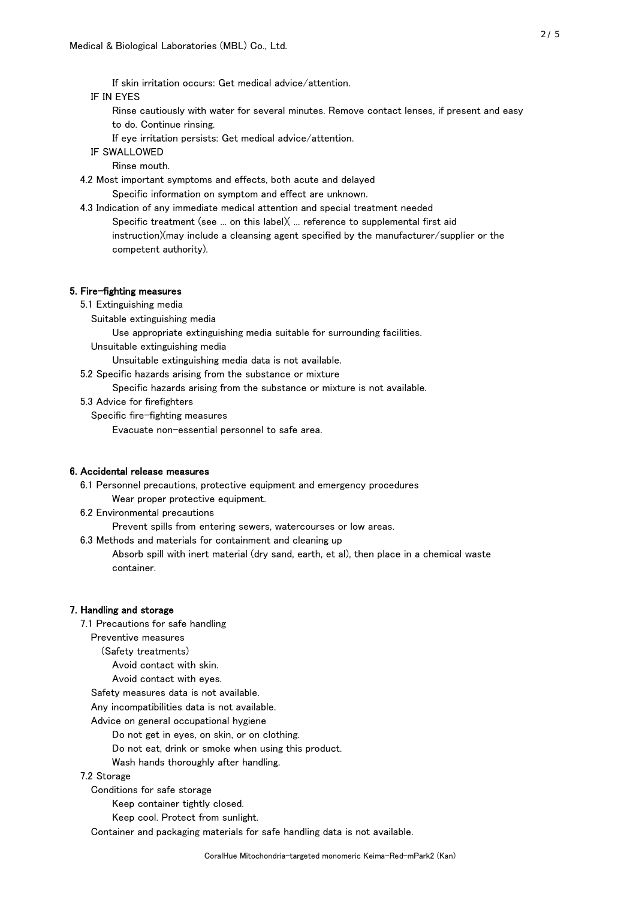If skin irritation occurs: Get medical advice/attention.

IF IN EYES

Rinse cautiously with water for several minutes. Remove contact lenses, if present and easy to do. Continue rinsing.

If eye irritation persists: Get medical advice/attention.

IF SWALLOWED

Rinse mouth.

4.2 Most important symptoms and effects, both acute and delayed

Specific information on symptom and effect are unknown.

4.3 Indication of any immediate medical attention and special treatment needed

Specific treatment (see ... on this label)( ... reference to supplemental first aid instruction)(may include a cleansing agent specified by the manufacturer/supplier or the competent authority).

## 5. Fire-fighting measures

5.1 Extinguishing media

Suitable extinguishing media

Use appropriate extinguishing media suitable for surrounding facilities.

Unsuitable extinguishing media

Unsuitable extinguishing media data is not available.

5.2 Specific hazards arising from the substance or mixture

Specific hazards arising from the substance or mixture is not available.

5.3 Advice for firefighters

Specific fire-fighting measures

Evacuate non-essential personnel to safe area.

## 6. Accidental release measures

6.1 Personnel precautions, protective equipment and emergency procedures

Wear proper protective equipment.

6.2 Environmental precautions

Prevent spills from entering sewers, watercourses or low areas.

6.3 Methods and materials for containment and cleaning up

Absorb spill with inert material (dry sand, earth, et al), then place in a chemical waste container.

## 7. Handling and storage

7.1 Precautions for safe handling

Preventive measures

(Safety treatments)

Avoid contact with skin.

Avoid contact with eyes.

Safety measures data is not available.

Any incompatibilities data is not available.

Advice on general occupational hygiene

Do not get in eyes, on skin, or on clothing.

Do not eat, drink or smoke when using this product.

Wash hands thoroughly after handling.

7.2 Storage

Conditions for safe storage

Keep container tightly closed.

Keep cool. Protect from sunlight.

Container and packaging materials for safe handling data is not available.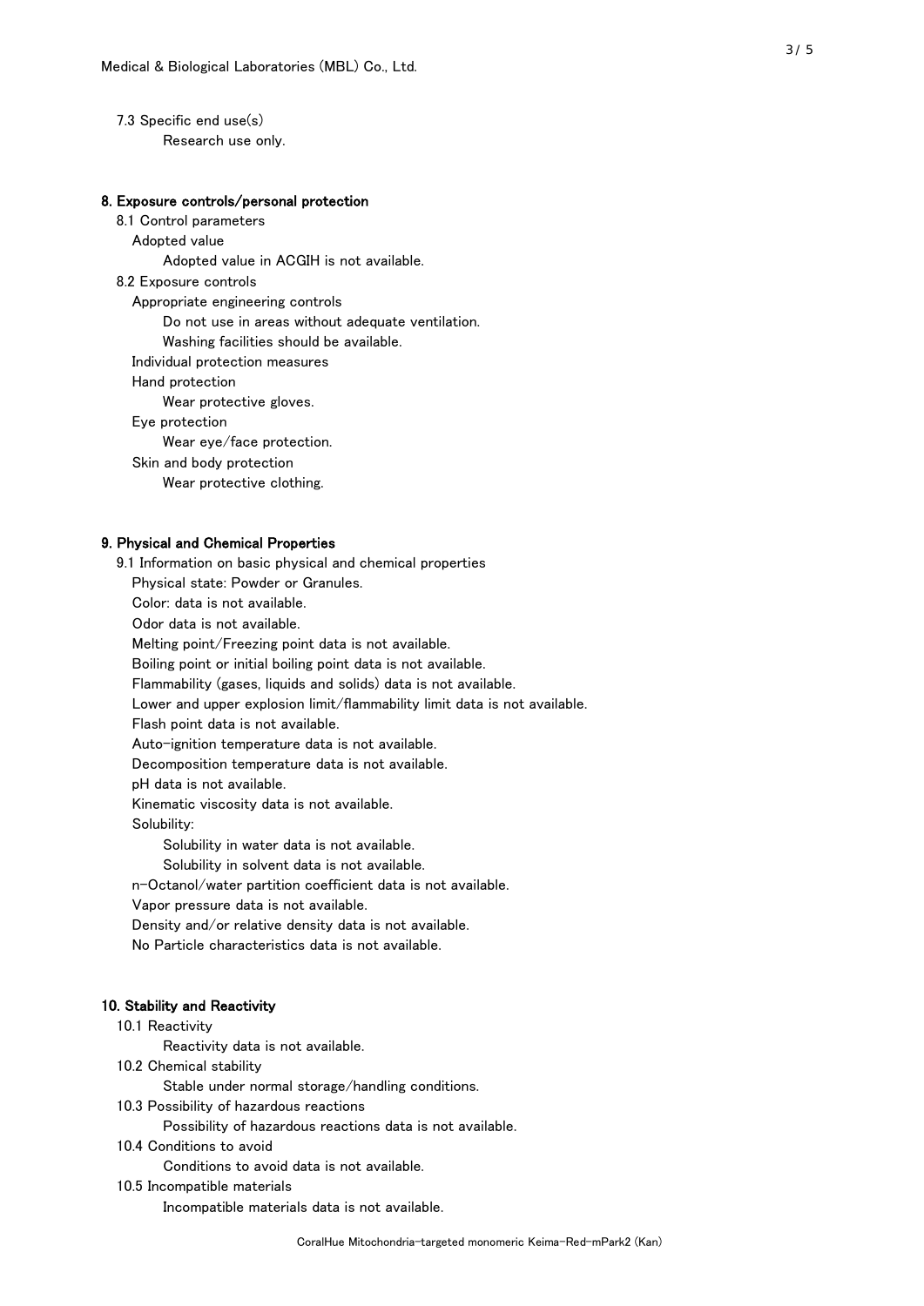7.3 Specific end use(s)

Research use only.

## 8. Exposure controls/personal protection

8.1 Control parameters

Adopted value

Adopted value in ACGIH is not available.

8.2 Exposure controls

Appropriate engineering controls

Do not use in areas without adequate ventilation.

Washing facilities should be available.

Individual protection measures

Hand protection

Wear protective gloves.

Eye protection

Wear eye/face protection.

Skin and body protection

Wear protective clothing.

## 9. Physical and Chemical Properties

9.1 Information on basic physical and chemical properties

Physical state: Powder or Granules.

Color: data is not available.

Odor data is not available.

Melting point/Freezing point data is not available.

Boiling point or initial boiling point data is not available.

Flammability (gases, liquids and solids) data is not available.

Lower and upper explosion limit/flammability limit data is not available.

Flash point data is not available.

Auto-ignition temperature data is not available.

Decomposition temperature data is not available.

pH data is not available.

Kinematic viscosity data is not available.

Solubility:

Solubility in water data is not available.

Solubility in solvent data is not available.

n-Octanol/water partition coefficient data is not available.

Vapor pressure data is not available.

Density and/or relative density data is not available.

No Particle characteristics data is not available.

## 10. Stability and Reactivity

10.1 Reactivity

Reactivity data is not available.

10.2 Chemical stability

Stable under normal storage/handling conditions.

10.3 Possibility of hazardous reactions

Possibility of hazardous reactions data is not available.

10.4 Conditions to avoid

Conditions to avoid data is not available.

10.5 Incompatible materials

Incompatible materials data is not available.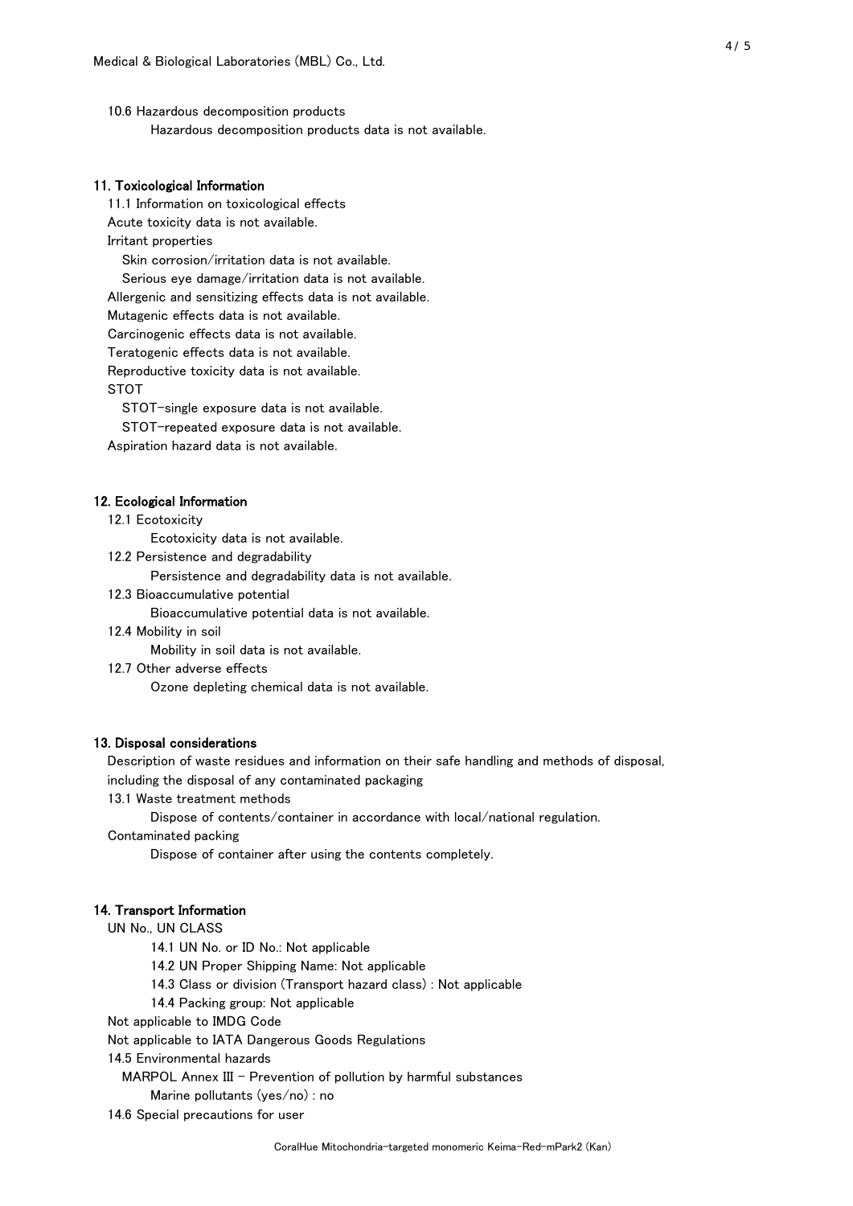10.6 Hazardous decomposition products

Hazardous decomposition products data is not available.

## 11. Toxicological Information

11.1 Information on toxicological effects

Acute toxicity data is not available.

Irritant properties

Skin corrosion/irritation data is not available.

Serious eye damage/irritation data is not available.

Allergenic and sensitizing effects data is not available.

Mutagenic effects data is not available.

Carcinogenic effects data is not available.

Teratogenic effects data is not available.

Reproductive toxicity data is not available.

STOT

STOT-single exposure data is not available.

STOT-repeated exposure data is not available.

Aspiration hazard data is not available.

## 12. Ecological Information

12.1 Ecotoxicity

Ecotoxicity data is not available.

12.2 Persistence and degradability

Persistence and degradability data is not available.

12.3 Bioaccumulative potential

Bioaccumulative potential data is not available.

12.4 Mobility in soil

Mobility in soil data is not available.

12.7 Other adverse effects

Ozone depleting chemical data is not available.

## 13. Disposal considerations

Description of waste residues and information on their safe handling and methods of disposal, including the disposal of any contaminated packaging

13.1 Waste treatment methods

Dispose of contents/container in accordance with local/national regulation.

Contaminated packing

Dispose of container after using the contents completely.

## 14. Transport Information

UN No., UN CLASS

14.1 UN No. or ID No.: Not applicable

14.2 UN Proper Shipping Name: Not applicable

14.3 Class or division (Transport hazard class) : Not applicable

14.4 Packing group: Not applicable

Not applicable to IMDG Code

Not applicable to IATA Dangerous Goods Regulations

14.5 Environmental hazards

MARPOL Annex III - Prevention of pollution by harmful substances

Marine pollutants (yes/no) : no

14.6 Special precautions for user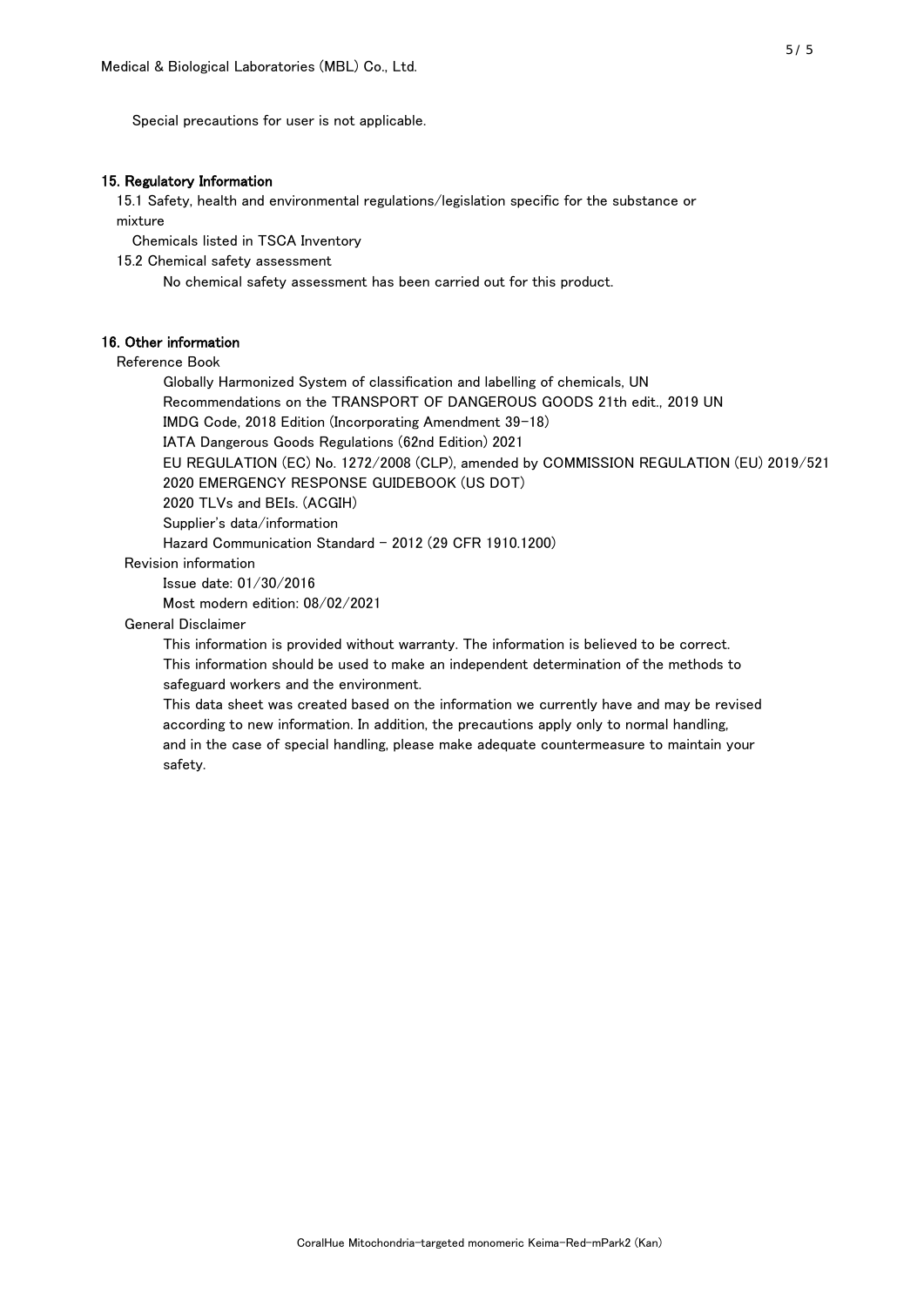Special precautions for user is not applicable.

## 15. Regulatory Information

15.1 Safety, health and environmental regulations/legislation specific for the substance or mixture

Chemicals listed in TSCA Inventory

15.2 Chemical safety assessment

No chemical safety assessment has been carried out for this product.

## 16. Other information

Reference Book

Globally Harmonized System of classification and labelling of chemicals, UN
Recommendations on the TRANSPORT OF DANGEROUS GOODS 21th edit., 2019 UN
IMDG Code, 2018 Edition (Incorporating Amendment 39-18)
IATA Dangerous Goods Regulations (62nd Edition) 2021
EU REGULATION (EC) No. 1272/2008 (CLP), amended by COMMISSION REGULATION (EU) 2019/521
2020 EMERGENCY RESPONSE GUIDEBOOK (US DOT)
2020 TLVs and BEIs. (ACGIH)
Supplier's data/information
Hazard Communication Standard - 2012 (29 CFR 1910.1200)

Revision information

Issue date: 01/30/2016
Most modern edition: 08/02/2021

General Disclaimer

This information is provided without warranty. The information is believed to be correct. This information should be used to make an independent determination of the methods to safeguard workers and the environment.
This data sheet was created based on the information we currently have and may be revised according to new information. In addition, the precautions apply only to normal handling, and in the case of special handling, please make adequate countermeasure to maintain your safety.